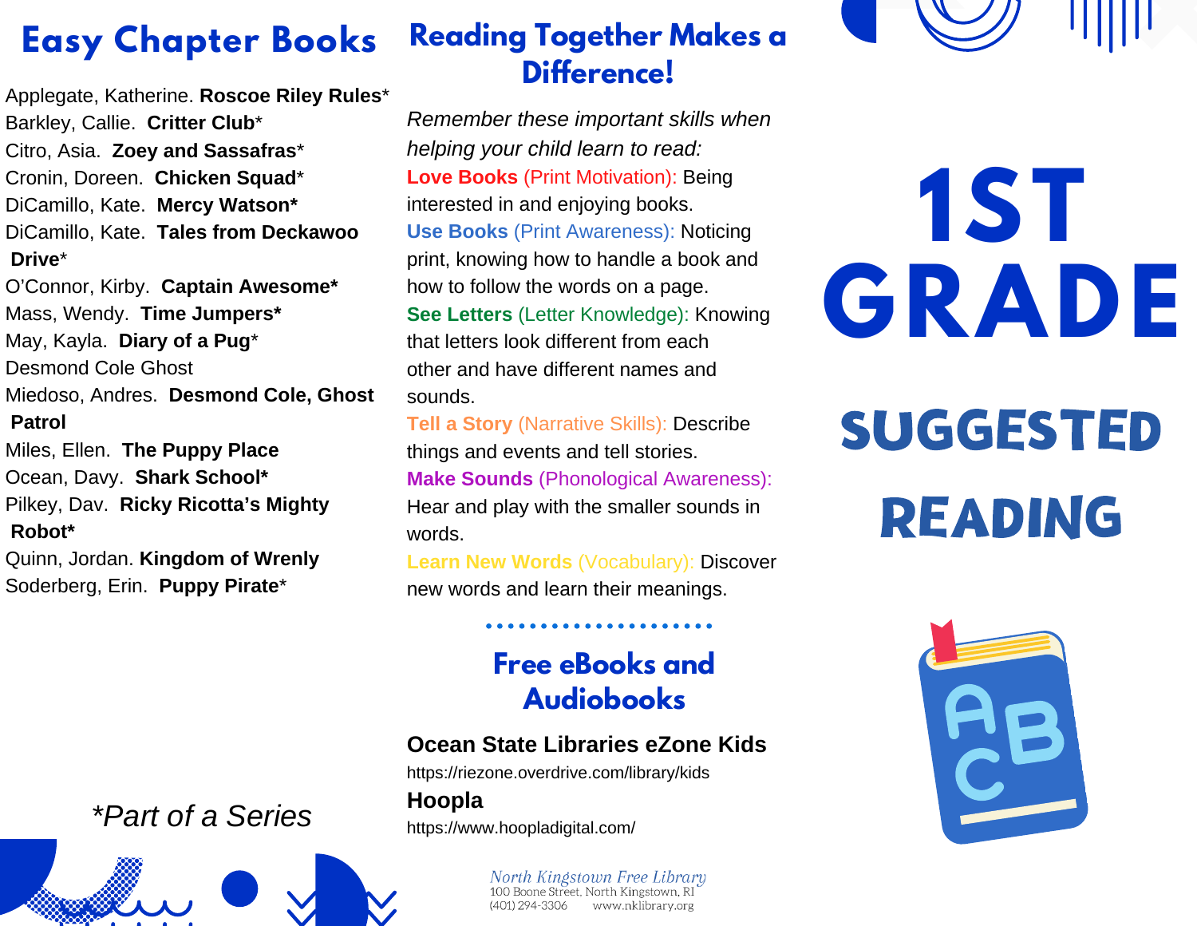# 1ST GRADE

## SUGGESTED READING

## Easy Chapter Books

Applegate, Katherine. **Roscoe Riley Rules***
Barkley, Callie. **Critter Club***
Citro, Asia. **Zoey and Sassafras***
Cronin, Doreen. **Chicken Squad***
DiCamillo, Kate. **Mercy Watson***
DiCamillo, Kate. **Tales from Deckawoo Drive***
O'Connor, Kirby. **Captain Awesome***
Mass, Wendy. **Time Jumpers***
May, Kayla. **Diary of a Pug***
Desmond Cole Ghost
Miedoso, Andres. **Desmond Cole, Ghost Patrol**
Miles, Ellen. **The Puppy Place**
Ocean, Davy. **Shark School***
Pilkey, Dav. **Ricky Ricotta's Mighty Robot***
Quinn, Jordan. **Kingdom of Wrenly**
Soderberg, Erin. **Puppy Pirate***

*\*Part of a Series*

## Reading Together Makes a Difference!

*Remember these important skills when helping your child learn to read:*

**Love Books** (Print Motivation): Being interested in and enjoying books.
**Use Books** (Print Awareness): Noticing print, knowing how to handle a book and how to follow the words on a page.
**See Letters** (Letter Knowledge): Knowing that letters look different from each other and have different names and sounds.
**Tell a Story** (Narrative Skills): Describe things and events and tell stories.
**Make Sounds** (Phonological Awareness): Hear and play with the smaller sounds in words.
**Learn New Words** (Vocabulary): Discover new words and learn their meanings.

## Free eBooks and Audiobooks

**Ocean State Libraries eZone Kids**
https://riezone.overdrive.com/library/kids

**Hoopla**
https://www.hoopladigital.com/

North Kingstown Free Library
100 Boone Street, North Kingstown, RI
(401) 294-3306 www.nklibrary.org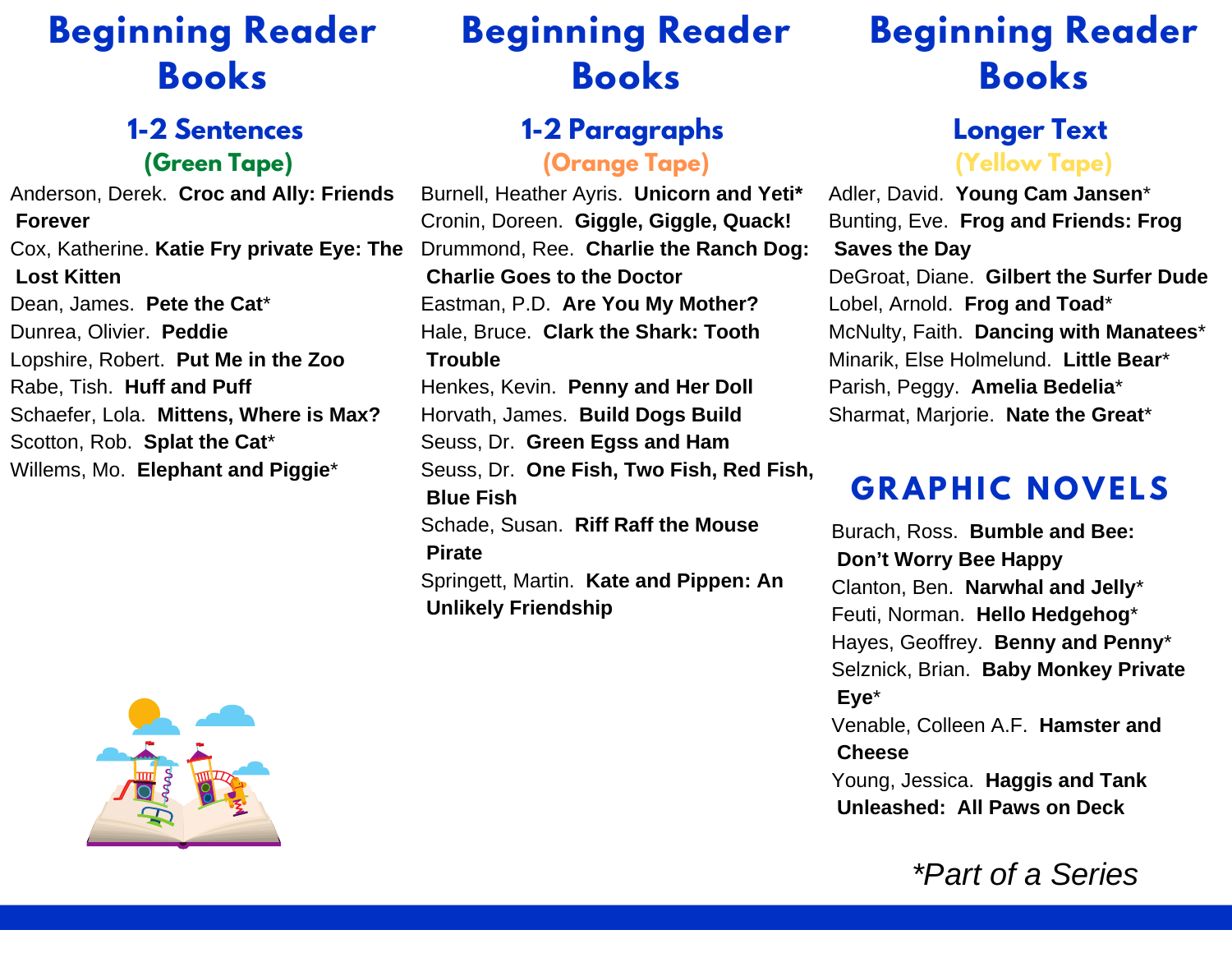# Beginning Reader Books

## 1-2 Sentences

### (Green Tape)

Anderson, Derek. **Croc and Ally: Friends Forever**
Cox, Katherine. **Katie Fry private Eye: The Lost Kitten**
Dean, James. **Pete the Cat***
Dunrea, Olivier. **Peddie**
Lopshire, Robert. **Put Me in the Zoo**
Rabe, Tish. **Huff and Puff**
Schaefer, Lola. **Mittens, Where is Max?**
Scotton, Rob. **Splat the Cat***
Willems, Mo. **Elephant and Piggie***

# Beginning Reader Books

## 1-2 Paragraphs

### (Orange Tape)

Burnell, Heather Ayris. **Unicorn and Yeti***
Cronin, Doreen. **Giggle, Giggle, Quack!**
Drummond, Ree. **Charlie the Ranch Dog: Charlie Goes to the Doctor**
Eastman, P.D. **Are You My Mother?**
Hale, Bruce. **Clark the Shark: Tooth Trouble**
Henkes, Kevin. **Penny and Her Doll**
Horvath, James. **Build Dogs Build**
Seuss, Dr. **Green Egss and Ham**
Seuss, Dr. **One Fish, Two Fish, Red Fish, Blue Fish**
Schade, Susan. **Riff Raff the Mouse Pirate**
Springett, Martin. **Kate and Pippen: An Unlikely Friendship**

# Beginning Reader Books

## Longer Text

### (Yellow Tape)

Adler, David. **Young Cam Jansen***
Bunting, Eve. **Frog and Friends: Frog Saves the Day**
DeGroat, Diane. **Gilbert the Surfer Dude**
Lobel, Arnold. **Frog and Toad***
McNulty, Faith. **Dancing with Manatees***
Minarik, Else Holmelund. **Little Bear***
Parish, Peggy. **Amelia Bedelia***
Sharmat, Marjorie. **Nate the Great***

## GRAPHIC NOVELS

Burach, Ross. **Bumble and Bee: Don't Worry Bee Happy**
Clanton, Ben. **Narwhal and Jelly***
Feuti, Norman. **Hello Hedgehog***
Hayes, Geoffrey. **Benny and Penny***
Selznick, Brian. **Baby Monkey Private Eye***
Venable, Colleen A.F. **Hamster and Cheese**
Young, Jessica. **Haggis and Tank Unleashed: All Paws on Deck**

*\*Part of a Series*